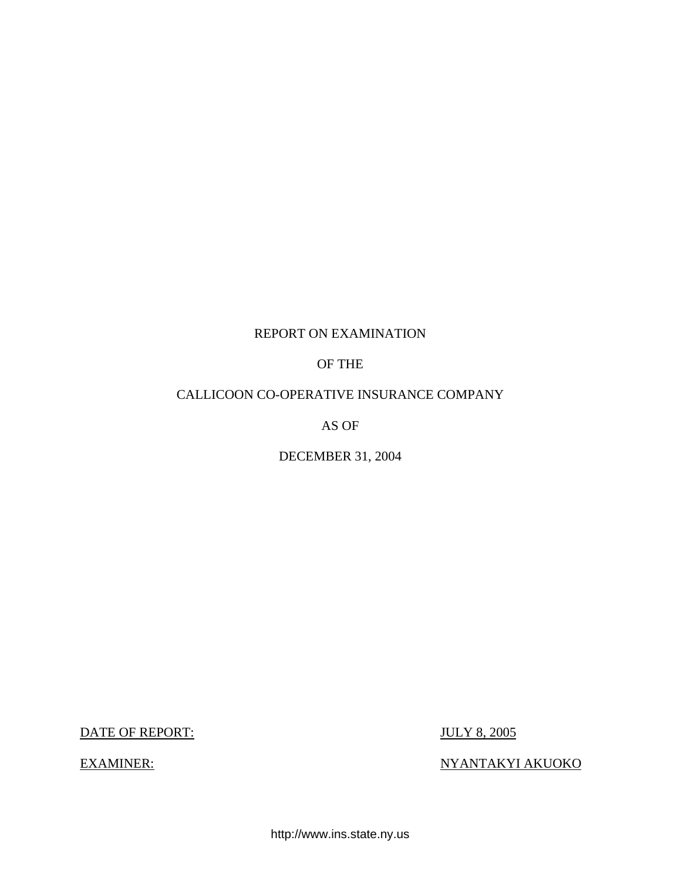REPORT ON EXAMINATION

OF THE

CALLICOON CO-OPERATIVE INSURANCE COMPANY

AS OF

DECEMBER 31, 2004

DATE OF REPORT: JULY 8, 2005

EXAMINER: NYANTAKYI AKUOKO

http://www.ins.state.ny.us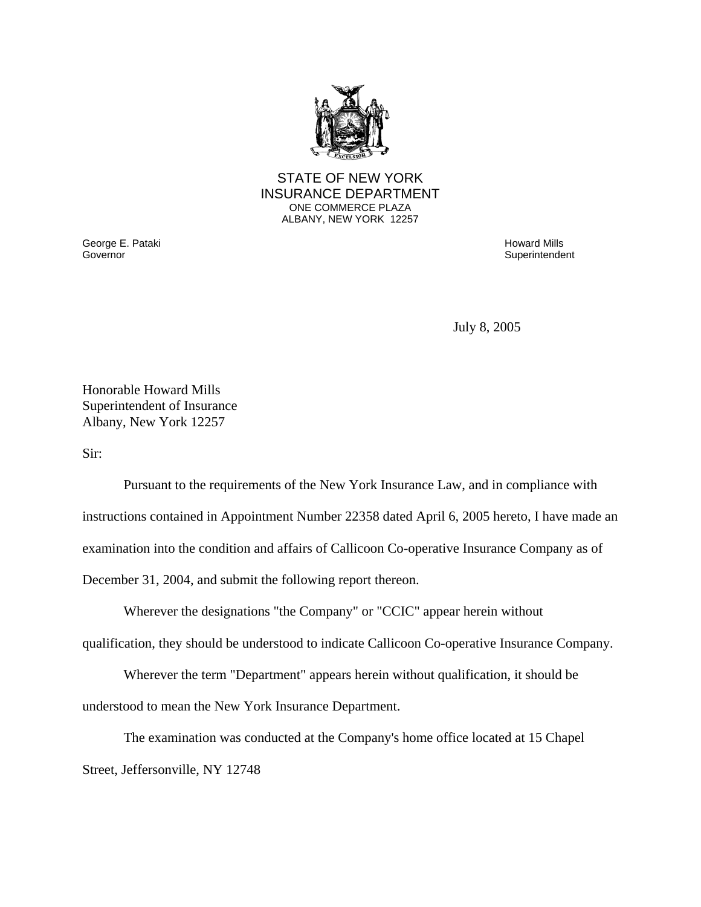STATE OF NEW YORK
INSURANCE DEPARTMENT
ONE COMMERCE PLAZA
ALBANY, NEW YORK 12257

George E. Pataki
Governor

Howard Mills
Superintendent

July 8, 2005

Honorable Howard Mills
Superintendent of Insurance
Albany, New York 12257

Sir:

Pursuant to the requirements of the New York Insurance Law, and in compliance with instructions contained in Appointment Number 22358 dated April 6, 2005 hereto, I have made an examination into the condition and affairs of Callicoon Co-operative Insurance Company as of December 31, 2004, and submit the following report thereon.

Wherever the designations "the Company" or "CCIC" appear herein without qualification, they should be understood to indicate Callicoon Co-operative Insurance Company.

Wherever the term "Department" appears herein without qualification, it should be understood to mean the New York Insurance Department.

The examination was conducted at the Company's home office located at 15 Chapel Street, Jeffersonville, NY 12748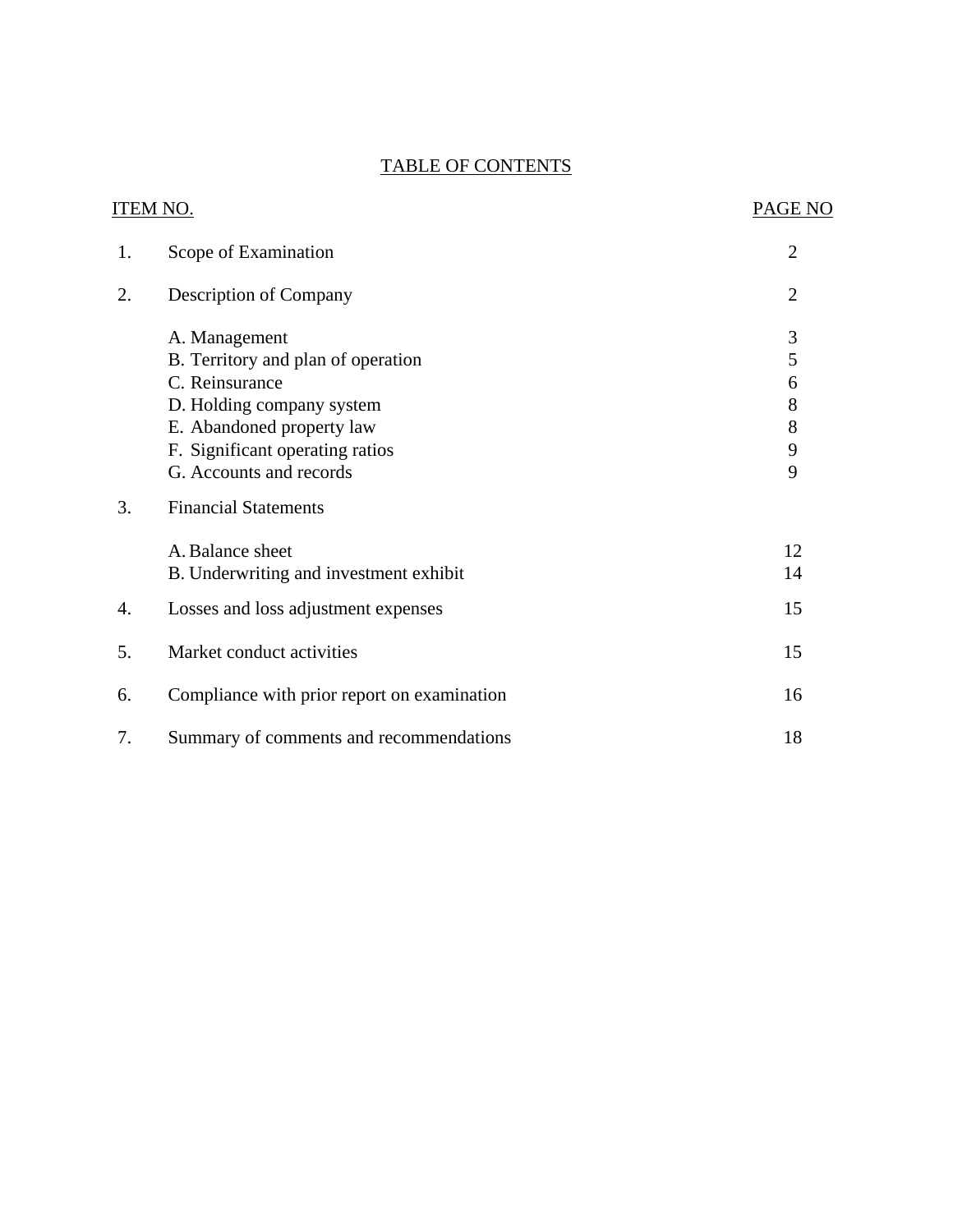# TABLE OF CONTENTS

| ITEM NO. | | PAGE NO |
|---|---|---|
| 1. | Scope of Examination | 2 |
| 2. | Description of Company | 2 |
| | A. Management | 3 |
| | B. Territory and plan of operation | 5 |
| | C. Reinsurance | 6 |
| | D. Holding company system | 8 |
| | E. Abandoned property law | 8 |
| | F. Significant operating ratios | 9 |
| | G. Accounts and records | 9 |
| 3. | Financial Statements | |
| | A. Balance sheet | 12 |
| | B. Underwriting and investment exhibit | 14 |
| 4. | Losses and loss adjustment expenses | 15 |
| 5. | Market conduct activities | 15 |
| 6. | Compliance with prior report on examination | 16 |
| 7. | Summary of comments and recommendations | 18 |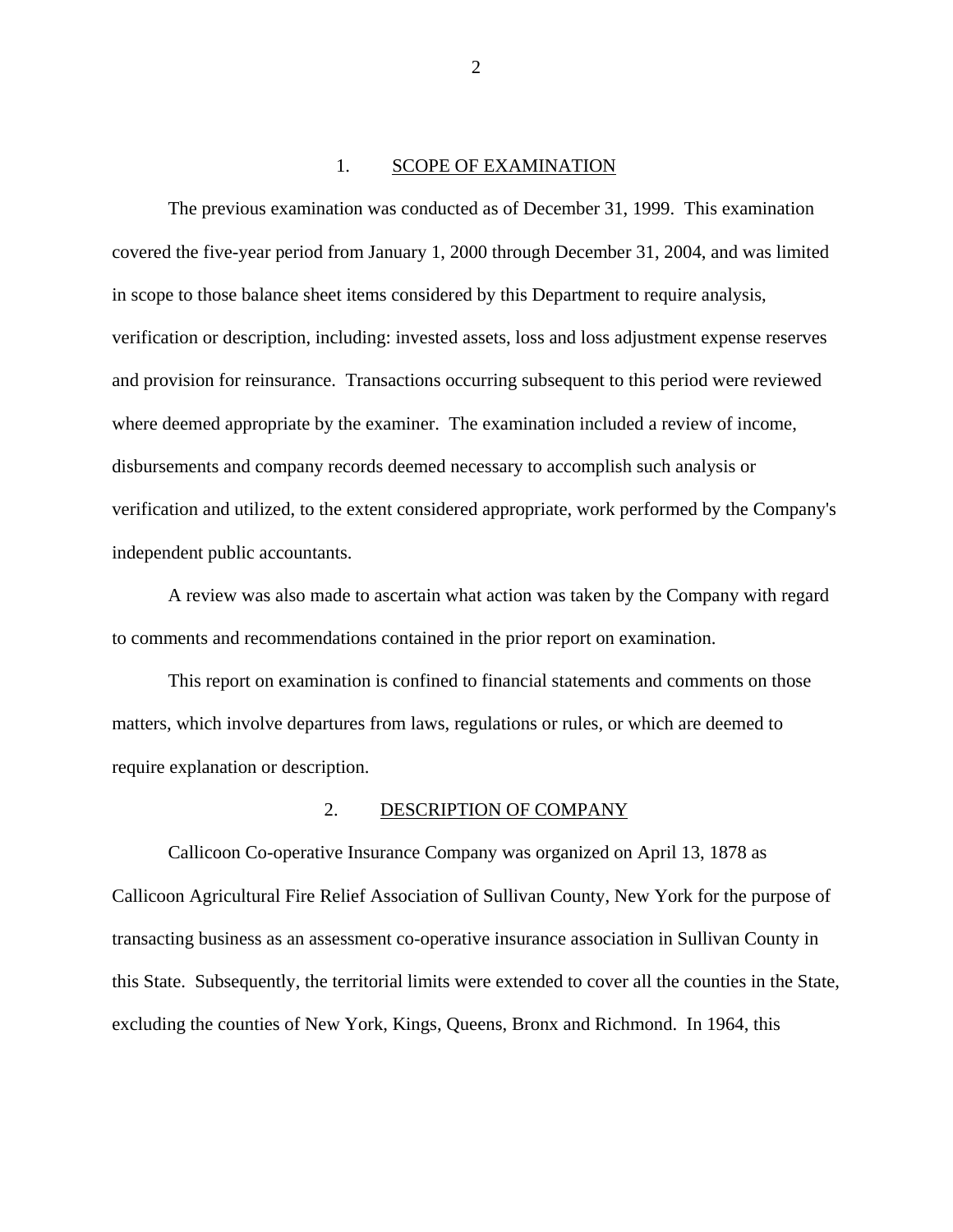## 1. SCOPE OF EXAMINATION

The previous examination was conducted as of December 31, 1999. This examination covered the five-year period from January 1, 2000 through December 31, 2004, and was limited in scope to those balance sheet items considered by this Department to require analysis, verification or description, including: invested assets, loss and loss adjustment expense reserves and provision for reinsurance. Transactions occurring subsequent to this period were reviewed where deemed appropriate by the examiner. The examination included a review of income, disbursements and company records deemed necessary to accomplish such analysis or verification and utilized, to the extent considered appropriate, work performed by the Company's independent public accountants.

A review was also made to ascertain what action was taken by the Company with regard to comments and recommendations contained in the prior report on examination.

This report on examination is confined to financial statements and comments on those matters, which involve departures from laws, regulations or rules, or which are deemed to require explanation or description.

## 2. DESCRIPTION OF COMPANY

Callicoon Co-operative Insurance Company was organized on April 13, 1878 as Callicoon Agricultural Fire Relief Association of Sullivan County, New York for the purpose of transacting business as an assessment co-operative insurance association in Sullivan County in this State. Subsequently, the territorial limits were extended to cover all the counties in the State, excluding the counties of New York, Kings, Queens, Bronx and Richmond. In 1964, this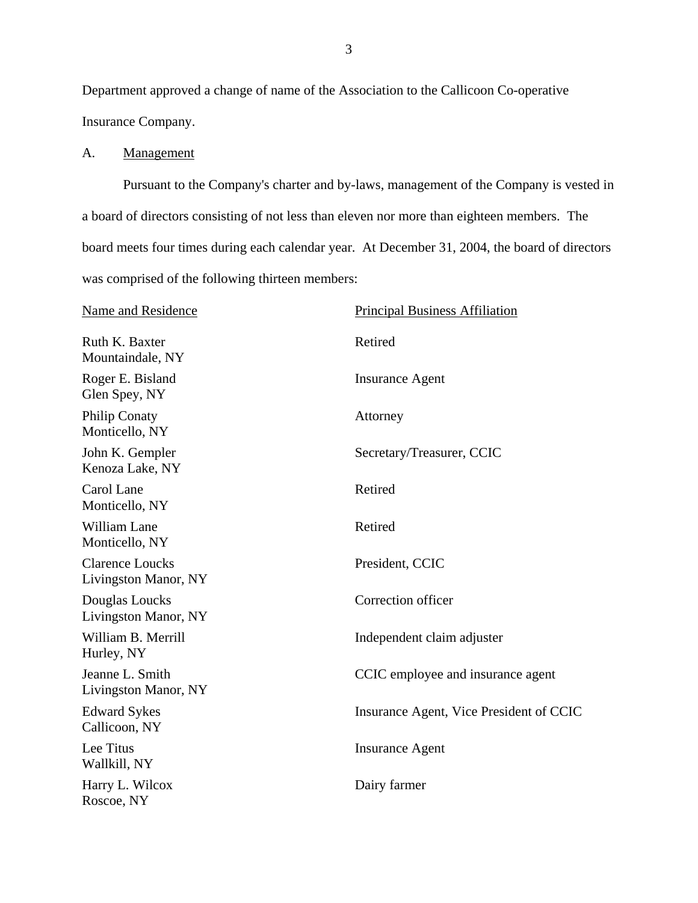Department approved a change of name of the Association to the Callicoon Co-operative Insurance Company.

A. Management

Pursuant to the Company's charter and by-laws, management of the Company is vested in a board of directors consisting of not less than eleven nor more than eighteen members. The board meets four times during each calendar year. At December 31, 2004, the board of directors was comprised of the following thirteen members:

| Name and Residence | Principal Business Affiliation |
|---|---|
| Ruth K. Baxter<br>Mountaindale, NY | Retired |
| Roger E. Bisland<br>Glen Spey, NY | Insurance Agent |
| Philip Conaty<br>Monticello, NY | Attorney |
| John K. Gempler<br>Kenoza Lake, NY | Secretary/Treasurer, CCIC |
| Carol Lane<br>Monticello, NY | Retired |
| William Lane<br>Monticello, NY | Retired |
| Clarence Loucks<br>Livingston Manor, NY | President, CCIC |
| Douglas Loucks<br>Livingston Manor, NY | Correction officer |
| William B. Merrill<br>Hurley, NY | Independent claim adjuster |
| Jeanne L. Smith<br>Livingston Manor, NY | CCIC employee and insurance agent |
| Edward Sykes<br>Callicoon, NY | Insurance Agent, Vice President of CCIC |
| Lee Titus<br>Wallkill, NY | Insurance Agent |
| Harry L. Wilcox<br>Roscoe, NY | Dairy farmer |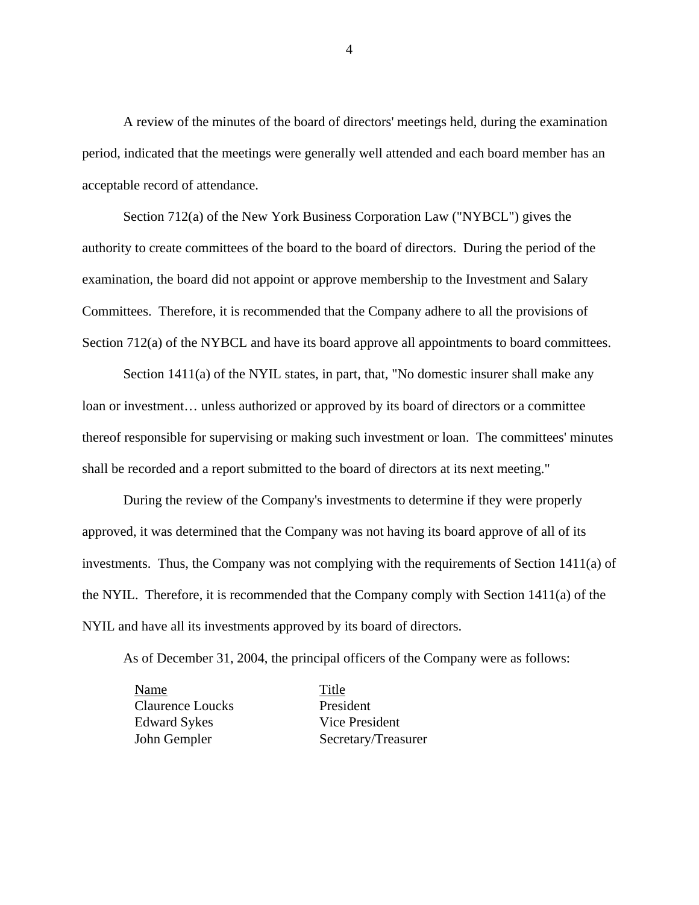A review of the minutes of the board of directors' meetings held, during the examination period, indicated that the meetings were generally well attended and each board member has an acceptable record of attendance.

Section 712(a) of the New York Business Corporation Law ("NYBCL") gives the authority to create committees of the board to the board of directors. During the period of the examination, the board did not appoint or approve membership to the Investment and Salary Committees. Therefore, it is recommended that the Company adhere to all the provisions of Section 712(a) of the NYBCL and have its board approve all appointments to board committees.

Section 1411(a) of the NYIL states, in part, that, "No domestic insurer shall make any loan or investment… unless authorized or approved by its board of directors or a committee thereof responsible for supervising or making such investment or loan. The committees' minutes shall be recorded and a report submitted to the board of directors at its next meeting."

During the review of the Company's investments to determine if they were properly approved, it was determined that the Company was not having its board approve of all of its investments. Thus, the Company was not complying with the requirements of Section 1411(a) of the NYIL. Therefore, it is recommended that the Company comply with Section 1411(a) of the NYIL and have all its investments approved by its board of directors.

As of December 31, 2004, the principal officers of the Company were as follows:

| Name | Title |
|---|---|
| Claurence Loucks | President |
| Edward Sykes | Vice President |
| John Gempler | Secretary/Treasurer |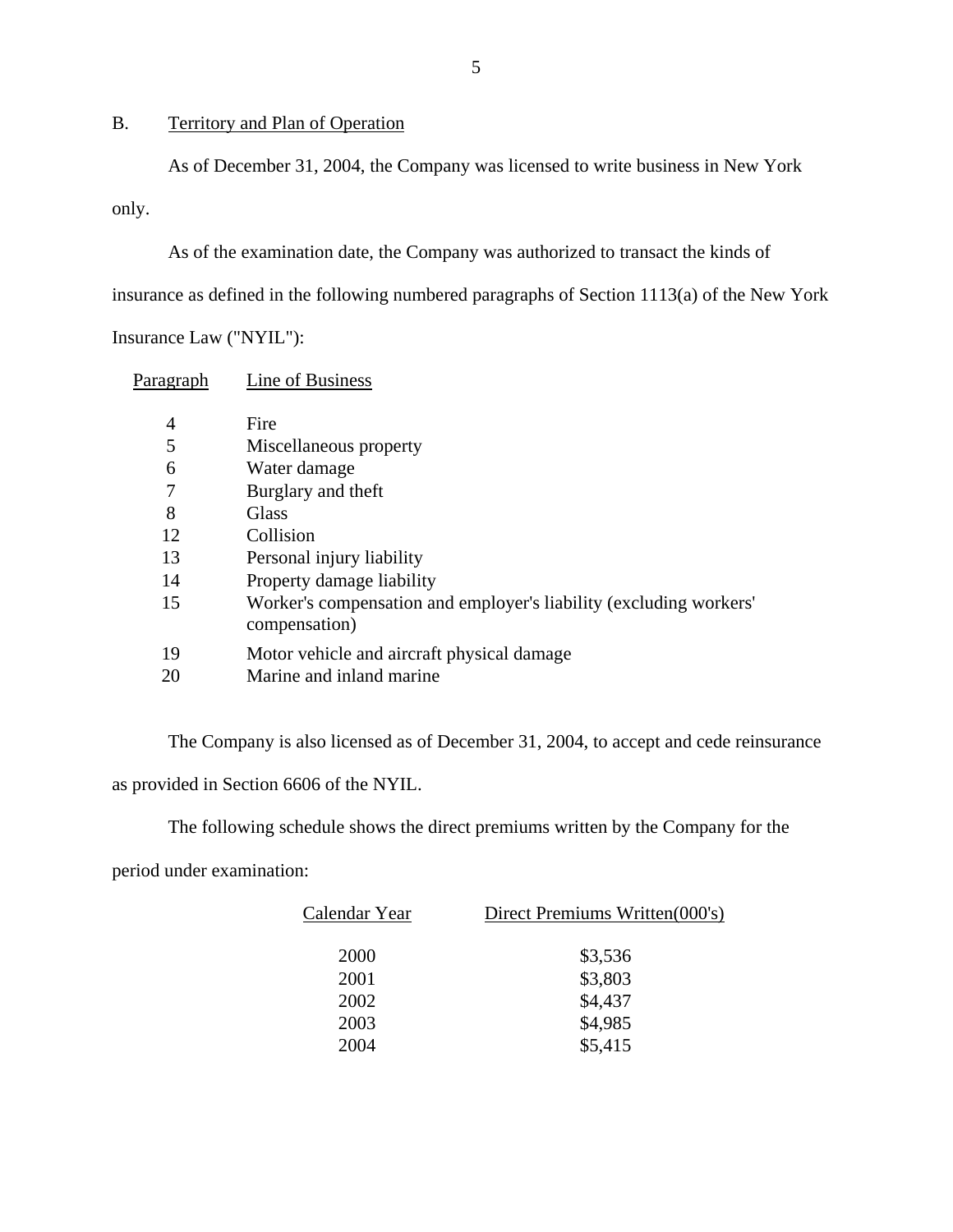## B. Territory and Plan of Operation

As of December 31, 2004, the Company was licensed to write business in New York only.

As of the examination date, the Company was authorized to transact the kinds of insurance as defined in the following numbered paragraphs of Section 1113(a) of the New York Insurance Law ("NYIL"):

| Paragraph | Line of Business |
|---|---|
| 4 | Fire |
| 5 | Miscellaneous property |
| 6 | Water damage |
| 7 | Burglary and theft |
| 8 | Glass |
| 12 | Collision |
| 13 | Personal injury liability |
| 14 | Property damage liability |
| 15 | Worker's compensation and employer's liability (excluding workers' compensation) |
| 19 | Motor vehicle and aircraft physical damage |
| 20 | Marine and inland marine |

The Company is also licensed as of December 31, 2004, to accept and cede reinsurance as provided in Section 6606 of the NYIL.

The following schedule shows the direct premiums written by the Company for the period under examination:

| Calendar Year | Direct Premiums Written(000's) |
|---|---|
| 2000 | $3,536 |
| 2001 | $3,803 |
| 2002 | $4,437 |
| 2003 | $4,985 |
| 2004 | $5,415 |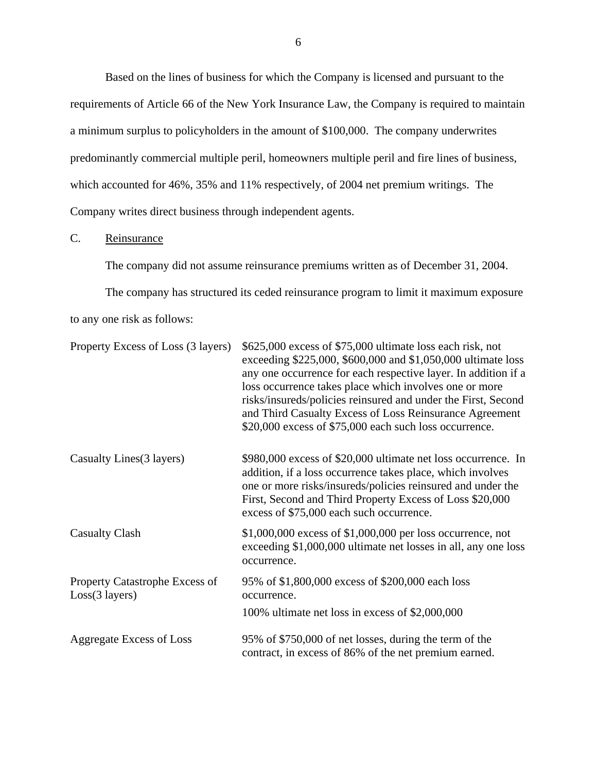Based on the lines of business for which the Company is licensed and pursuant to the requirements of Article 66 of the New York Insurance Law, the Company is required to maintain a minimum surplus to policyholders in the amount of $100,000. The company underwrites predominantly commercial multiple peril, homeowners multiple peril and fire lines of business, which accounted for 46%, 35% and 11% respectively, of 2004 net premium writings. The Company writes direct business through independent agents.

C. Reinsurance

The company did not assume reinsurance premiums written as of December 31, 2004.

The company has structured its ceded reinsurance program to limit it maximum exposure to any one risk as follows:

| | |
|---|---|
| Property Excess of Loss (3 layers) | $625,000 excess of $75,000 ultimate loss each risk, not exceeding $225,000, $600,000 and $1,050,000 ultimate loss any one occurrence for each respective layer. In addition if a loss occurrence takes place which involves one or more risks/insureds/policies reinsured and under the First, Second and Third Casualty Excess of Loss Reinsurance Agreement $20,000 excess of $75,000 each such loss occurrence. |
| Casualty Lines(3 layers) | $980,000 excess of $20,000 ultimate net loss occurrence. In addition, if a loss occurrence takes place, which involves one or more risks/insureds/policies reinsured and under the First, Second and Third Property Excess of Loss $20,000 excess of $75,000 each such occurrence. |
| Casualty Clash | $1,000,000 excess of $1,000,000 per loss occurrence, not exceeding $1,000,000 ultimate net losses in all, any one loss occurrence. |
| Property Catastrophe Excess of Loss(3 layers) | 95% of $1,800,000 excess of $200,000 each loss occurrence.<br>100% ultimate net loss in excess of $2,000,000 |
| Aggregate Excess of Loss | 95% of $750,000 of net losses, during the term of the contract, in excess of 86% of the net premium earned. |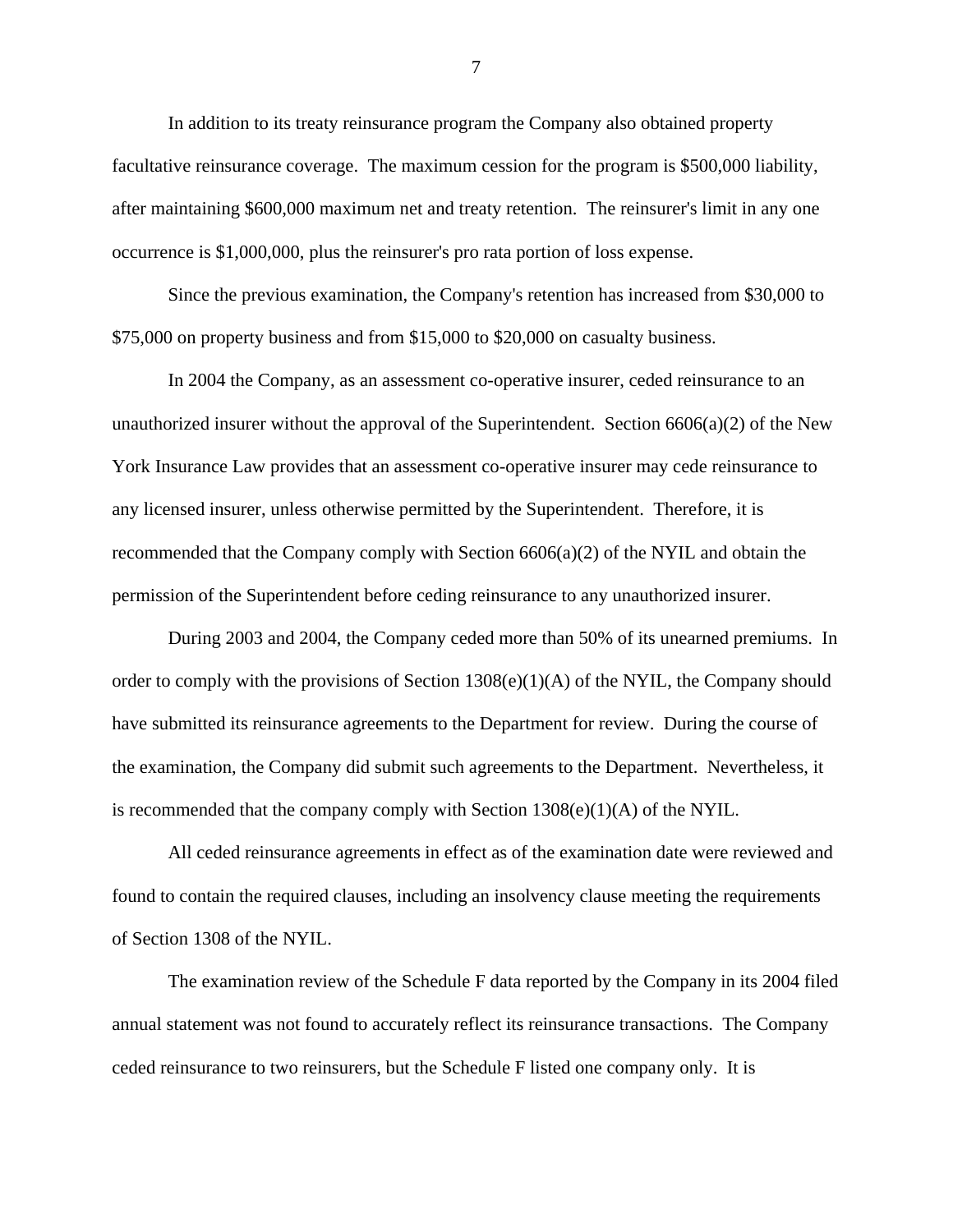In addition to its treaty reinsurance program the Company also obtained property facultative reinsurance coverage. The maximum cession for the program is $500,000 liability, after maintaining $600,000 maximum net and treaty retention. The reinsurer's limit in any one occurrence is $1,000,000, plus the reinsurer's pro rata portion of loss expense.

Since the previous examination, the Company's retention has increased from $30,000 to $75,000 on property business and from $15,000 to $20,000 on casualty business.

In 2004 the Company, as an assessment co-operative insurer, ceded reinsurance to an unauthorized insurer without the approval of the Superintendent. Section 6606(a)(2) of the New York Insurance Law provides that an assessment co-operative insurer may cede reinsurance to any licensed insurer, unless otherwise permitted by the Superintendent. Therefore, it is recommended that the Company comply with Section 6606(a)(2) of the NYIL and obtain the permission of the Superintendent before ceding reinsurance to any unauthorized insurer.

During 2003 and 2004, the Company ceded more than 50% of its unearned premiums. In order to comply with the provisions of Section 1308(e)(1)(A) of the NYIL, the Company should have submitted its reinsurance agreements to the Department for review. During the course of the examination, the Company did submit such agreements to the Department. Nevertheless, it is recommended that the company comply with Section 1308(e)(1)(A) of the NYIL.

All ceded reinsurance agreements in effect as of the examination date were reviewed and found to contain the required clauses, including an insolvency clause meeting the requirements of Section 1308 of the NYIL.

The examination review of the Schedule F data reported by the Company in its 2004 filed annual statement was not found to accurately reflect its reinsurance transactions. The Company ceded reinsurance to two reinsurers, but the Schedule F listed one company only. It is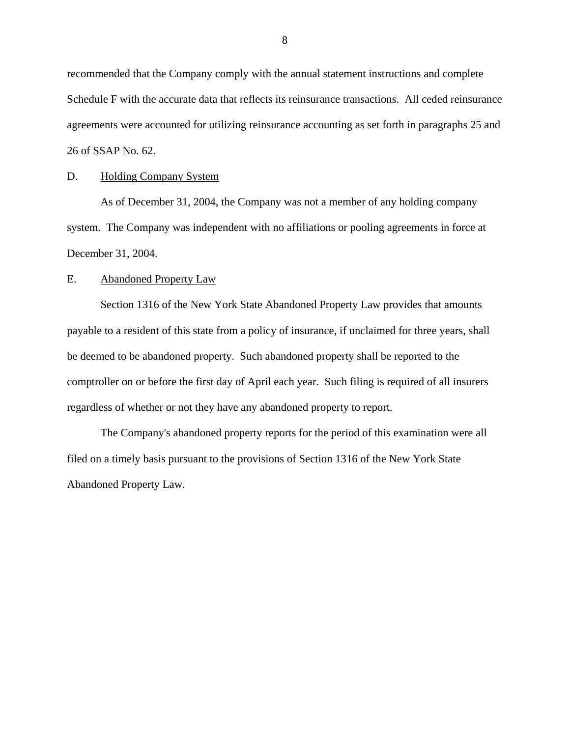recommended that the Company comply with the annual statement instructions and complete Schedule F with the accurate data that reflects its reinsurance transactions. All ceded reinsurance agreements were accounted for utilizing reinsurance accounting as set forth in paragraphs 25 and 26 of SSAP No. 62.

D. Holding Company System

As of December 31, 2004, the Company was not a member of any holding company system. The Company was independent with no affiliations or pooling agreements in force at December 31, 2004.

E. Abandoned Property Law

Section 1316 of the New York State Abandoned Property Law provides that amounts payable to a resident of this state from a policy of insurance, if unclaimed for three years, shall be deemed to be abandoned property. Such abandoned property shall be reported to the comptroller on or before the first day of April each year. Such filing is required of all insurers regardless of whether or not they have any abandoned property to report.

The Company's abandoned property reports for the period of this examination were all filed on a timely basis pursuant to the provisions of Section 1316 of the New York State Abandoned Property Law.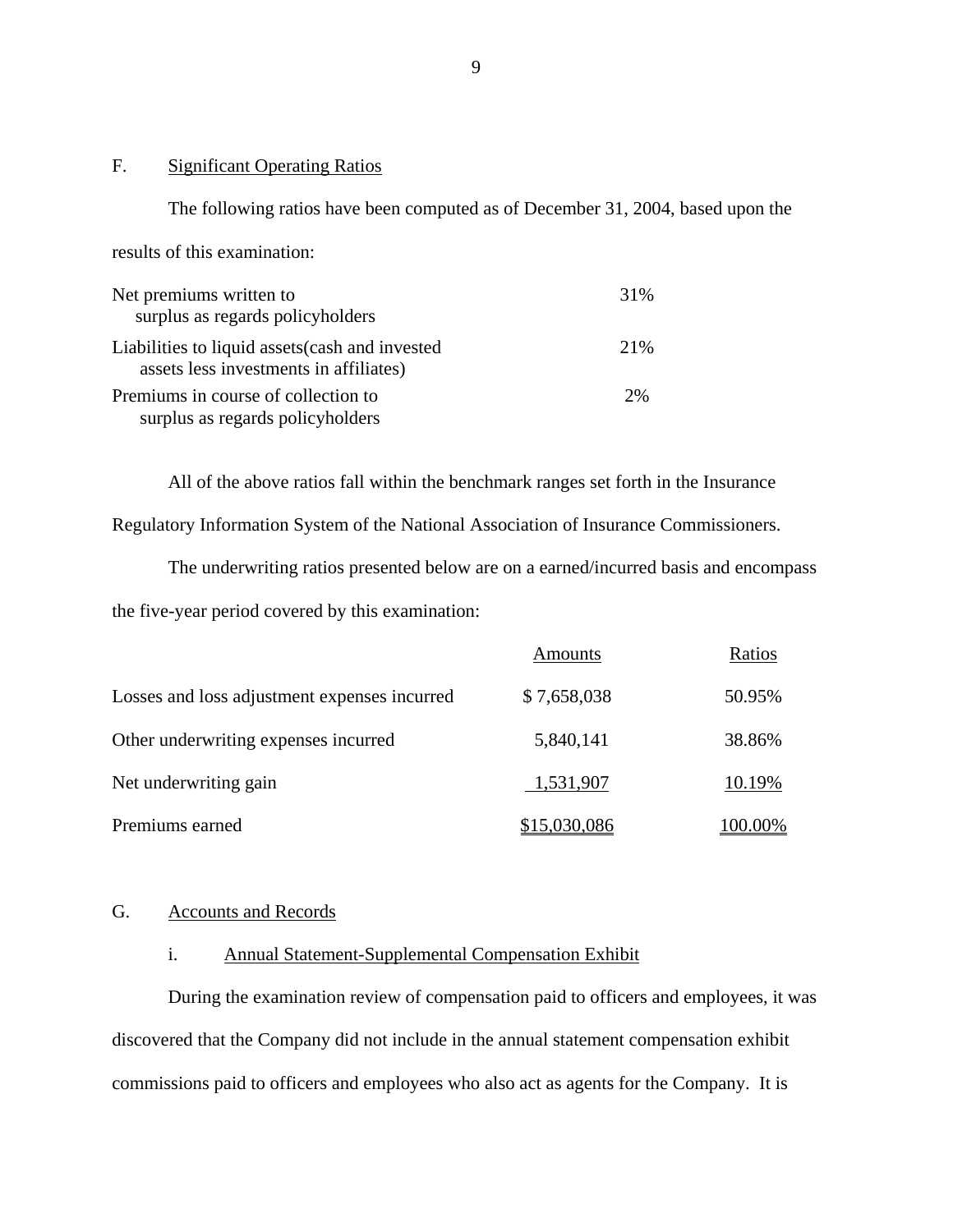## F. Significant Operating Ratios

The following ratios have been computed as of December 31, 2004, based upon the results of this examination:

| | |
|---|---|
| Net premiums written to surplus as regards policyholders | 31% |
| Liabilities to liquid assets(cash and invested assets less investments in affiliates) | 21% |
| Premiums in course of collection to surplus as regards policyholders | 2% |

All of the above ratios fall within the benchmark ranges set forth in the Insurance Regulatory Information System of the National Association of Insurance Commissioners.

The underwriting ratios presented below are on a earned/incurred basis and encompass the five-year period covered by this examination:

| | Amounts | Ratios |
|---|---|---|
| Losses and loss adjustment expenses incurred | $ 7,658,038 | 50.95% |
| Other underwriting expenses incurred | 5,840,141 | 38.86% |
| Net underwriting gain | 1,531,907 | 10.19% |
| Premiums earned | $15,030,086 | 100.00% |

## G. Accounts and Records

### i. Annual Statement-Supplemental Compensation Exhibit

During the examination review of compensation paid to officers and employees, it was discovered that the Company did not include in the annual statement compensation exhibit commissions paid to officers and employees who also act as agents for the Company. It is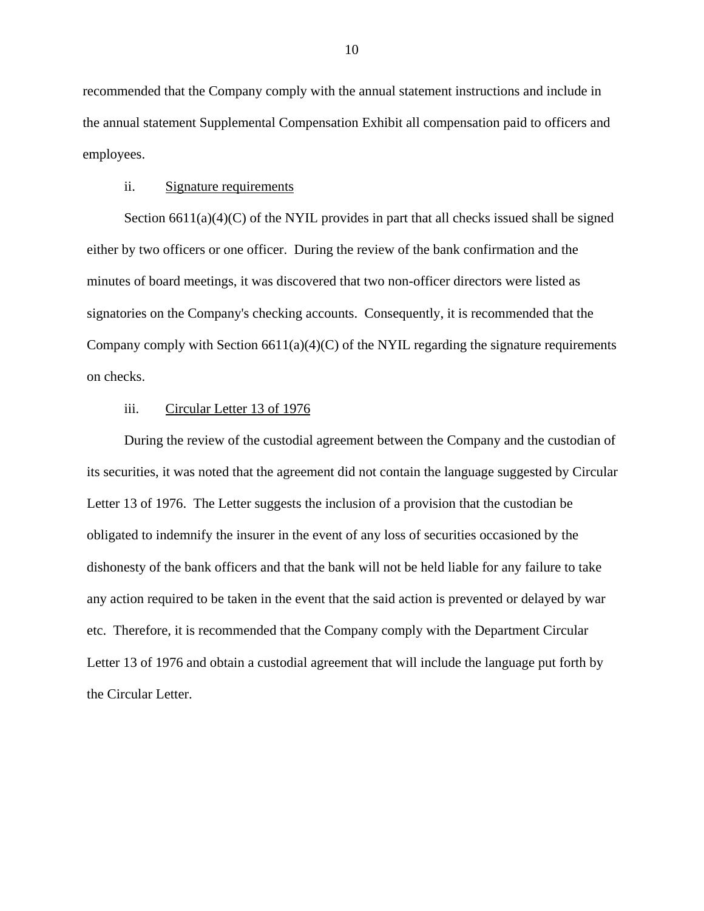recommended that the Company comply with the annual statement instructions and include in the annual statement Supplemental Compensation Exhibit all compensation paid to officers and employees.

ii. Signature requirements

Section 6611(a)(4)(C) of the NYIL provides in part that all checks issued shall be signed either by two officers or one officer. During the review of the bank confirmation and the minutes of board meetings, it was discovered that two non-officer directors were listed as signatories on the Company's checking accounts. Consequently, it is recommended that the Company comply with Section 6611(a)(4)(C) of the NYIL regarding the signature requirements on checks.

iii. Circular Letter 13 of 1976

During the review of the custodial agreement between the Company and the custodian of its securities, it was noted that the agreement did not contain the language suggested by Circular Letter 13 of 1976. The Letter suggests the inclusion of a provision that the custodian be obligated to indemnify the insurer in the event of any loss of securities occasioned by the dishonesty of the bank officers and that the bank will not be held liable for any failure to take any action required to be taken in the event that the said action is prevented or delayed by war etc. Therefore, it is recommended that the Company comply with the Department Circular Letter 13 of 1976 and obtain a custodial agreement that will include the language put forth by the Circular Letter.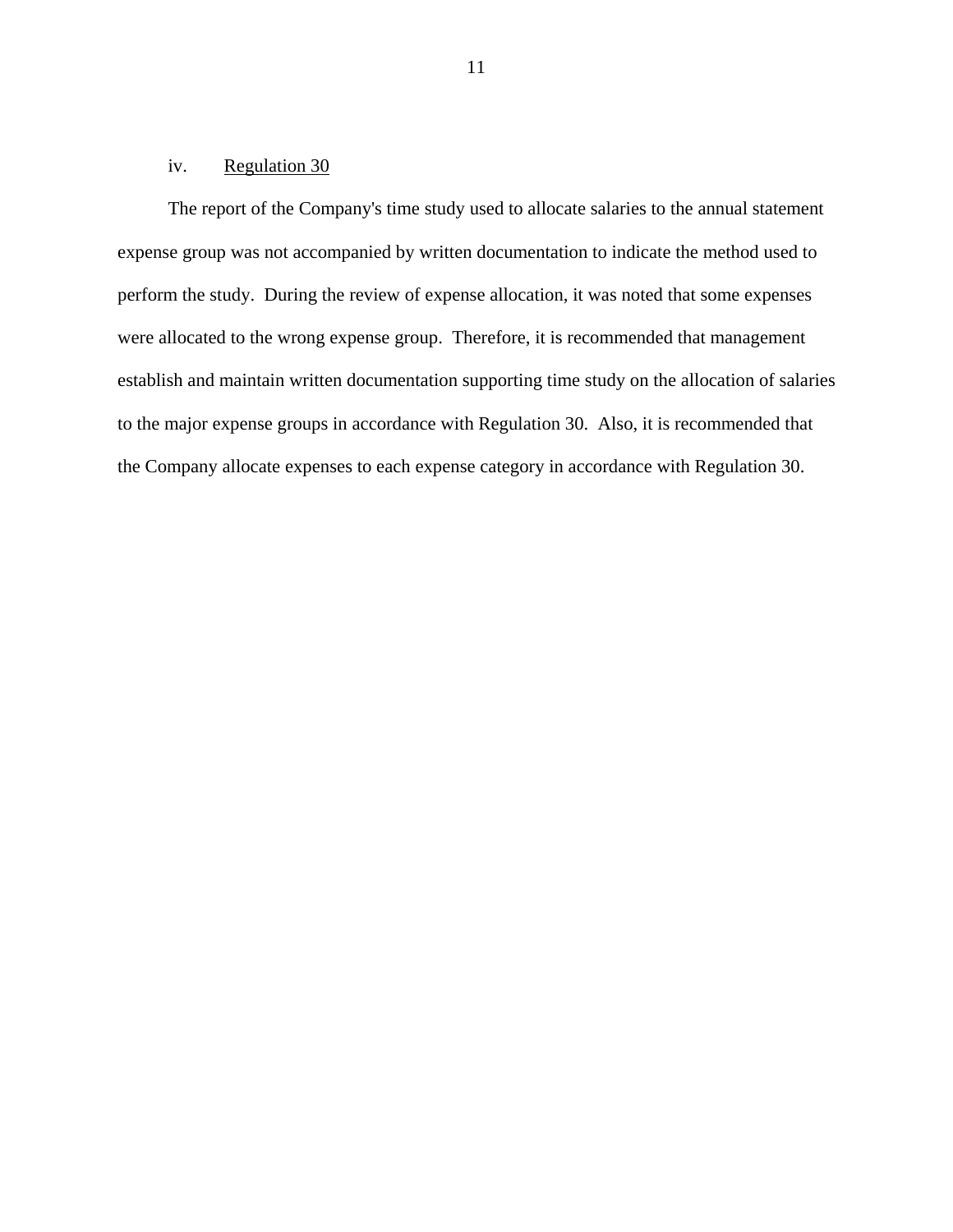iv. Regulation 30

The report of the Company's time study used to allocate salaries to the annual statement expense group was not accompanied by written documentation to indicate the method used to perform the study. During the review of expense allocation, it was noted that some expenses were allocated to the wrong expense group. Therefore, it is recommended that management establish and maintain written documentation supporting time study on the allocation of salaries to the major expense groups in accordance with Regulation 30. Also, it is recommended that the Company allocate expenses to each expense category in accordance with Regulation 30.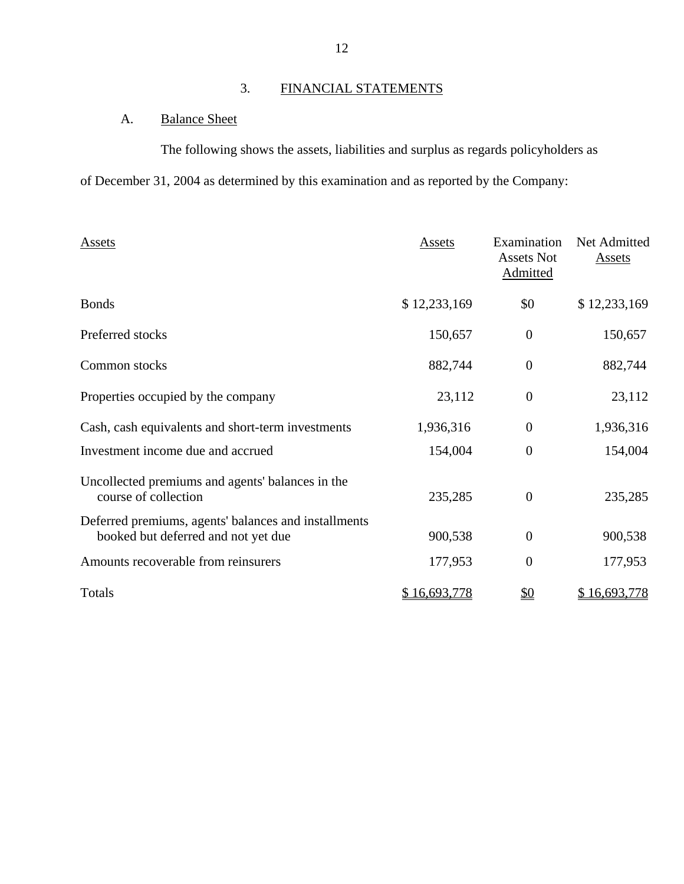## 3. FINANCIAL STATEMENTS

### A. Balance Sheet

The following shows the assets, liabilities and surplus as regards policyholders as of December 31, 2004 as determined by this examination and as reported by the Company:

| Assets | Assets | Examination Assets Not Admitted | Net Admitted Assets |
|---|---|---|---|
| Bonds | $ 12,233,169 | $0 | $ 12,233,169 |
| Preferred stocks | 150,657 | 0 | 150,657 |
| Common stocks | 882,744 | 0 | 882,744 |
| Properties occupied by the company | 23,112 | 0 | 23,112 |
| Cash, cash equivalents and short-term investments | 1,936,316 | 0 | 1,936,316 |
| Investment income due and accrued | 154,004 | 0 | 154,004 |
| Uncollected premiums and agents' balances in the course of collection | 235,285 | 0 | 235,285 |
| Deferred premiums, agents' balances and installments booked but deferred and not yet due | 900,538 | 0 | 900,538 |
| Amounts recoverable from reinsurers | 177,953 | 0 | 177,953 |
| Totals | $ 16,693,778 | $0 | $ 16,693,778 |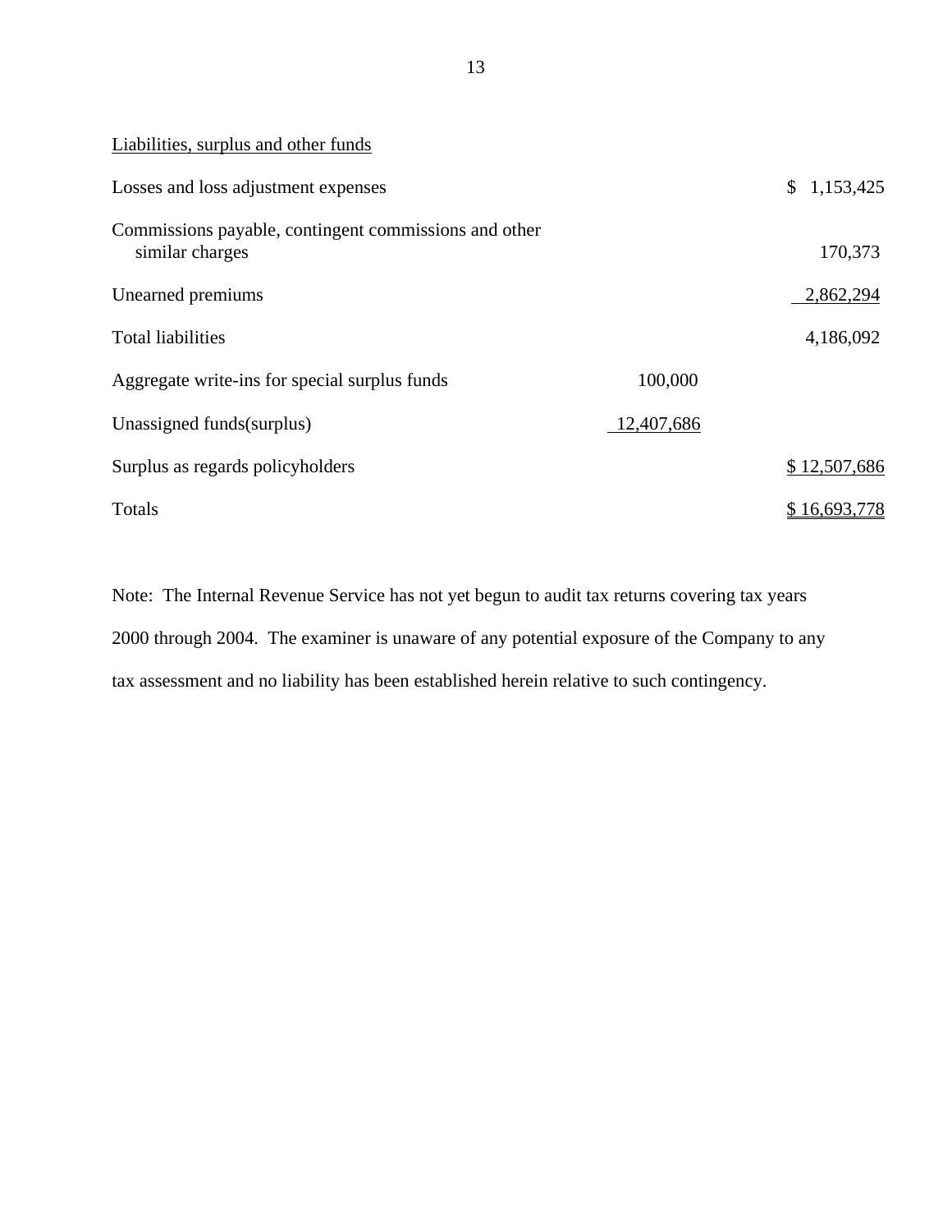Liabilities, surplus and other funds

| | | |
|---|---|---|
| Losses and loss adjustment expenses | | $ 1,153,425 |
| Commissions payable, contingent commissions and other similar charges | | 170,373 |
| Unearned premiums | | 2,862,294 |
| Total liabilities | | 4,186,092 |
| Aggregate write-ins for special surplus funds | 100,000 | |
| Unassigned funds(surplus) | 12,407,686 | |
| Surplus as regards policyholders | | $ 12,507,686 |
| Totals | | $ 16,693,778 |

Note: The Internal Revenue Service has not yet begun to audit tax returns covering tax years 2000 through 2004. The examiner is unaware of any potential exposure of the Company to any tax assessment and no liability has been established herein relative to such contingency.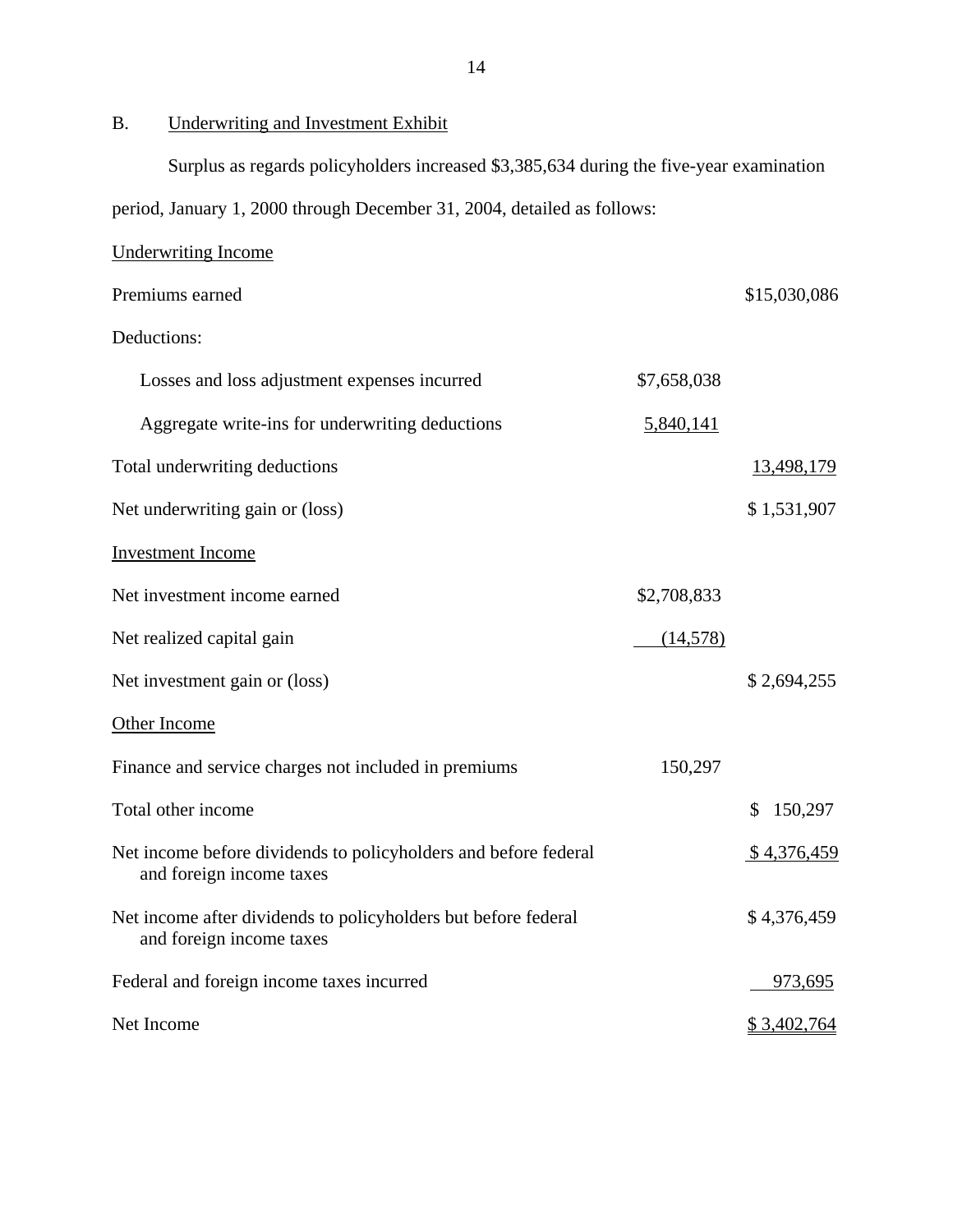## B. Underwriting and Investment Exhibit

Surplus as regards policyholders increased $3,385,634 during the five-year examination period, January 1, 2000 through December 31, 2004, detailed as follows:

| | | |
|---|---|---|
| Underwriting Income | | |
| Premiums earned | | $15,030,086 |
| Deductions: | | |
| Losses and loss adjustment expenses incurred | $7,658,038 | |
| Aggregate write-ins for underwriting deductions | 5,840,141 | |
| Total underwriting deductions | | 13,498,179 |
| Net underwriting gain or (loss) | | $ 1,531,907 |
| Investment Income | | |
| Net investment income earned | $2,708,833 | |
| Net realized capital gain | (14,578) | |
| Net investment gain or (loss) | | $ 2,694,255 |
| Other Income | | |
| Finance and service charges not included in premiums | 150,297 | |
| Total other income | | $ 150,297 |
| Net income before dividends to policyholders and before federal and foreign income taxes | | $ 4,376,459 |
| Net income after dividends to policyholders but before federal and foreign income taxes | | $ 4,376,459 |
| Federal and foreign income taxes incurred | | 973,695 |
| Net Income | | $ 3,402,764 |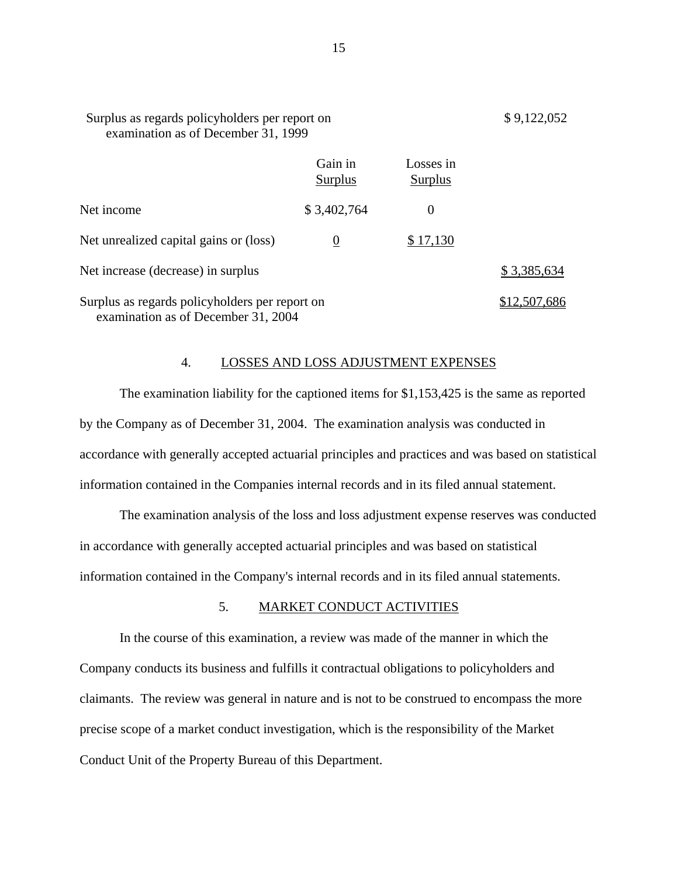| | Gain in Surplus | Losses in Surplus | |
|---|---|---|---|
| Surplus as regards policyholders per report on examination as of December 31, 1999 | | | $ 9,122,052 |
| Net income | $ 3,402,764 | 0 | |
| Net unrealized capital gains or (loss) | 0 | $ 17,130 | |
| Net increase (decrease) in surplus | | | $ 3,385,634 |
| Surplus as regards policyholders per report on examination as of December 31, 2004 | | | $12,507,686 |

## 4. LOSSES AND LOSS ADJUSTMENT EXPENSES

The examination liability for the captioned items for $1,153,425 is the same as reported by the Company as of December 31, 2004. The examination analysis was conducted in accordance with generally accepted actuarial principles and practices and was based on statistical information contained in the Companies internal records and in its filed annual statement.

The examination analysis of the loss and loss adjustment expense reserves was conducted in accordance with generally accepted actuarial principles and was based on statistical information contained in the Company's internal records and in its filed annual statements.

## 5. MARKET CONDUCT ACTIVITIES

In the course of this examination, a review was made of the manner in which the Company conducts its business and fulfills it contractual obligations to policyholders and claimants. The review was general in nature and is not to be construed to encompass the more precise scope of a market conduct investigation, which is the responsibility of the Market Conduct Unit of the Property Bureau of this Department.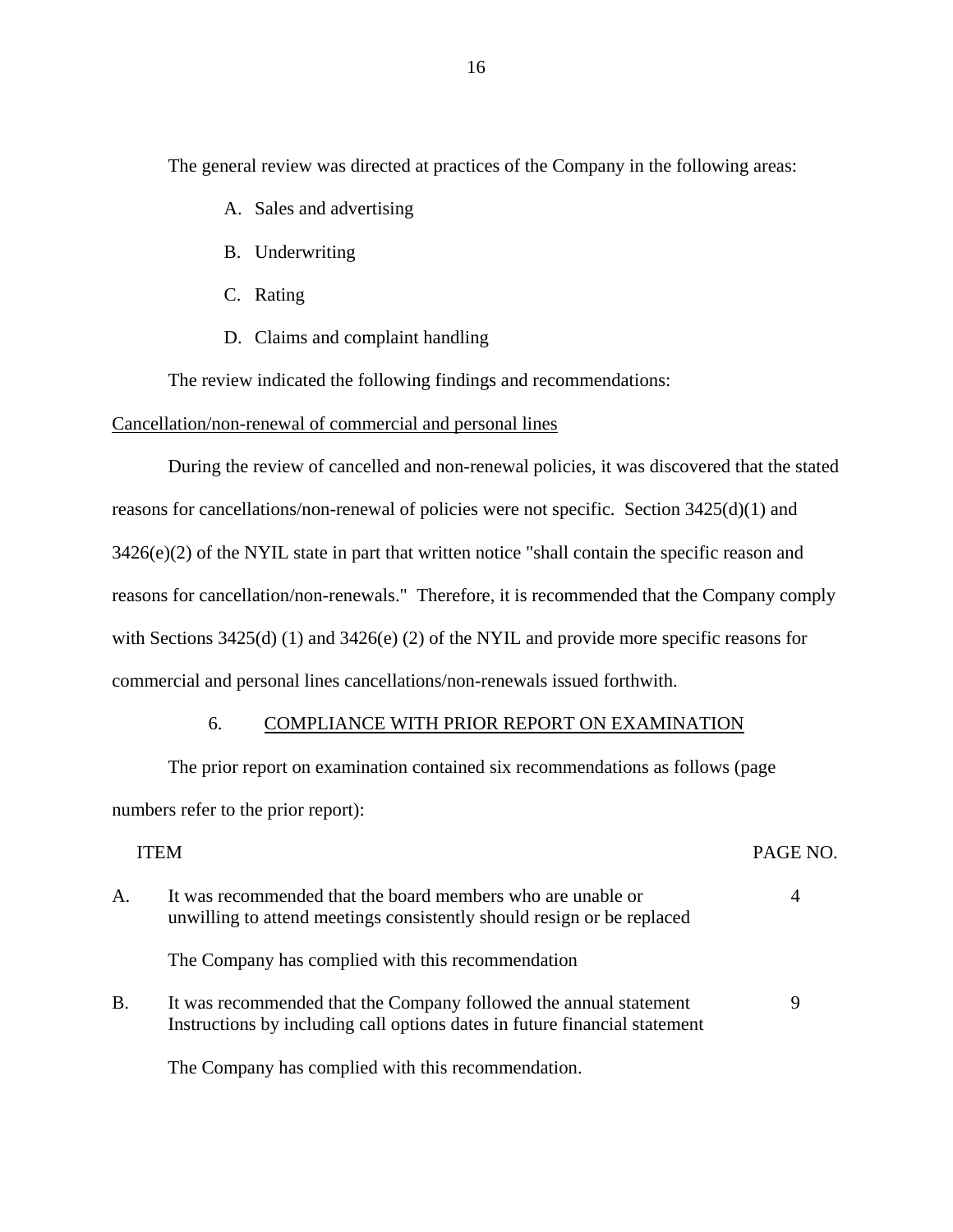The general review was directed at practices of the Company in the following areas:

A. Sales and advertising

B. Underwriting

C. Rating

D. Claims and complaint handling

The review indicated the following findings and recommendations:

Cancellation/non-renewal of commercial and personal lines

During the review of cancelled and non-renewal policies, it was discovered that the stated reasons for cancellations/non-renewal of policies were not specific. Section 3425(d)(1) and 3426(e)(2) of the NYIL state in part that written notice "shall contain the specific reason and reasons for cancellation/non-renewals." Therefore, it is recommended that the Company comply with Sections 3425(d) (1) and 3426(e) (2) of the NYIL and provide more specific reasons for commercial and personal lines cancellations/non-renewals issued forthwith.

## 6. COMPLIANCE WITH PRIOR REPORT ON EXAMINATION

The prior report on examination contained six recommendations as follows (page numbers refer to the prior report):

| | ITEM | PAGE NO. |
|---|---|---|
| A. | It was recommended that the board members who are unable or unwilling to attend meetings consistently should resign or be replaced | 4 |
| | The Company has complied with this recommendation | |
| B. | It was recommended that the Company followed the annual statement Instructions by including call options dates in future financial statement | 9 |
| | The Company has complied with this recommendation. | |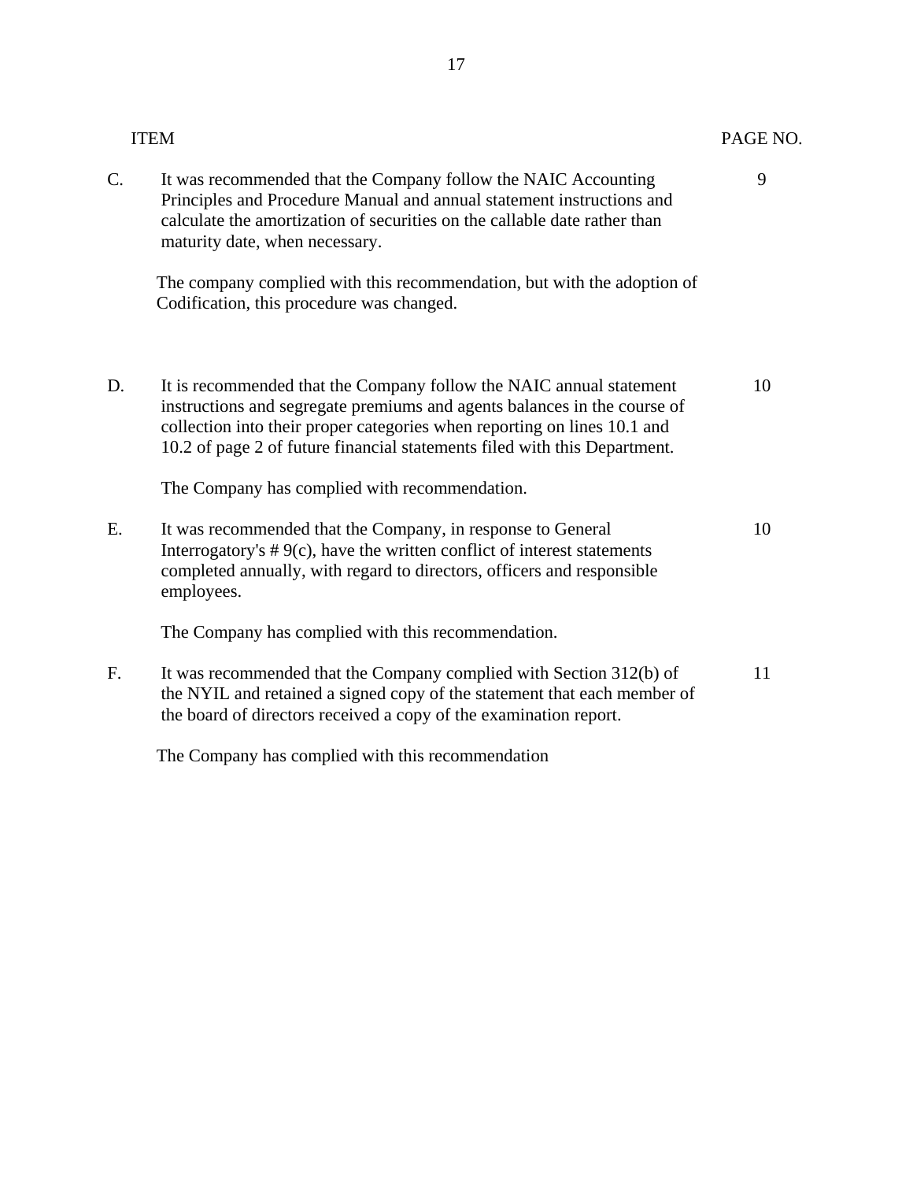| | ITEM | PAGE NO. |
|---|---|---|
| C. | It was recommended that the Company follow the NAIC Accounting Principles and Procedure Manual and annual statement instructions and calculate the amortization of securities on the callable date rather than maturity date, when necessary.<br><br>The company complied with this recommendation, but with the adoption of Codification, this procedure was changed. | 9 |
| D. | It is recommended that the Company follow the NAIC annual statement instructions and segregate premiums and agents balances in the course of collection into their proper categories when reporting on lines 10.1 and 10.2 of page 2 of future financial statements filed with this Department.<br><br>The Company has complied with recommendation. | 10 |
| E. | It was recommended that the Company, in response to General Interrogatory's # 9(c), have the written conflict of interest statements completed annually, with regard to directors, officers and responsible employees.<br><br>The Company has complied with this recommendation. | 10 |
| F. | It was recommended that the Company complied with Section 312(b) of the NYIL and retained a signed copy of the statement that each member of the board of directors received a copy of the examination report.<br><br>The Company has complied with this recommendation | 11 |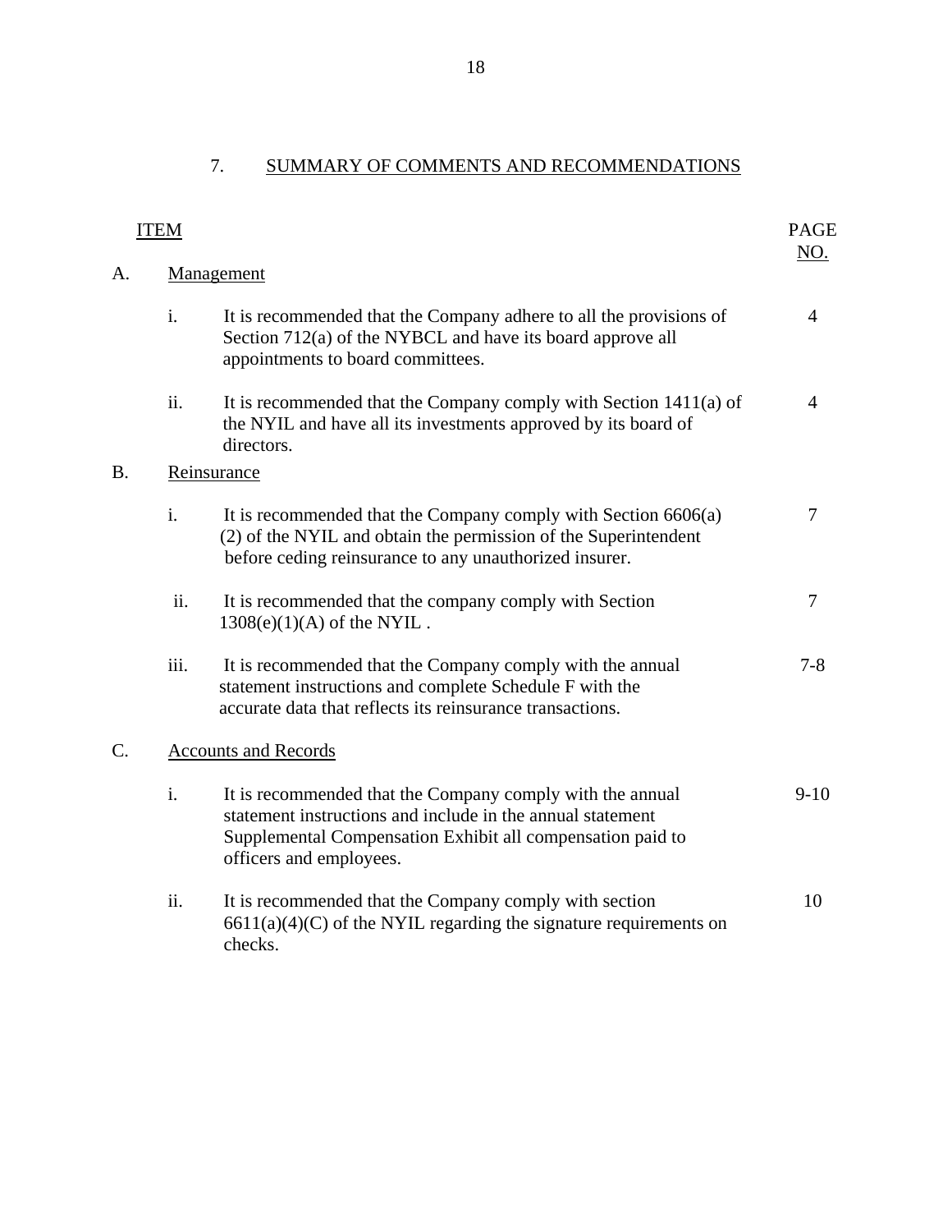## 7. SUMMARY OF COMMENTS AND RECOMMENDATIONS

| ITEM | | | PAGE NO. |
|---|---|---|---|
| A. | Management | | |
| | i. | It is recommended that the Company adhere to all the provisions of Section 712(a) of the NYBCL and have its board approve all appointments to board committees. | 4 |
| | ii. | It is recommended that the Company comply with Section 1411(a) of the NYIL and have all its investments approved by its board of directors. | 4 |
| B. | Reinsurance | | |
| | i. | It is recommended that the Company comply with Section 6606(a)(2) of the NYIL and obtain the permission of the Superintendent before ceding reinsurance to any unauthorized insurer. | 7 |
| | ii. | It is recommended that the company comply with Section 1308(e)(1)(A) of the NYIL . | 7 |
| | iii. | It is recommended that the Company comply with the annual statement instructions and complete Schedule F with the accurate data that reflects its reinsurance transactions. | 7-8 |
| C. | Accounts and Records | | |
| | i. | It is recommended that the Company comply with the annual statement instructions and include in the annual statement Supplemental Compensation Exhibit all compensation paid to officers and employees. | 9-10 |
| | ii. | It is recommended that the Company comply with section 6611(a)(4)(C) of the NYIL regarding the signature requirements on checks. | 10 |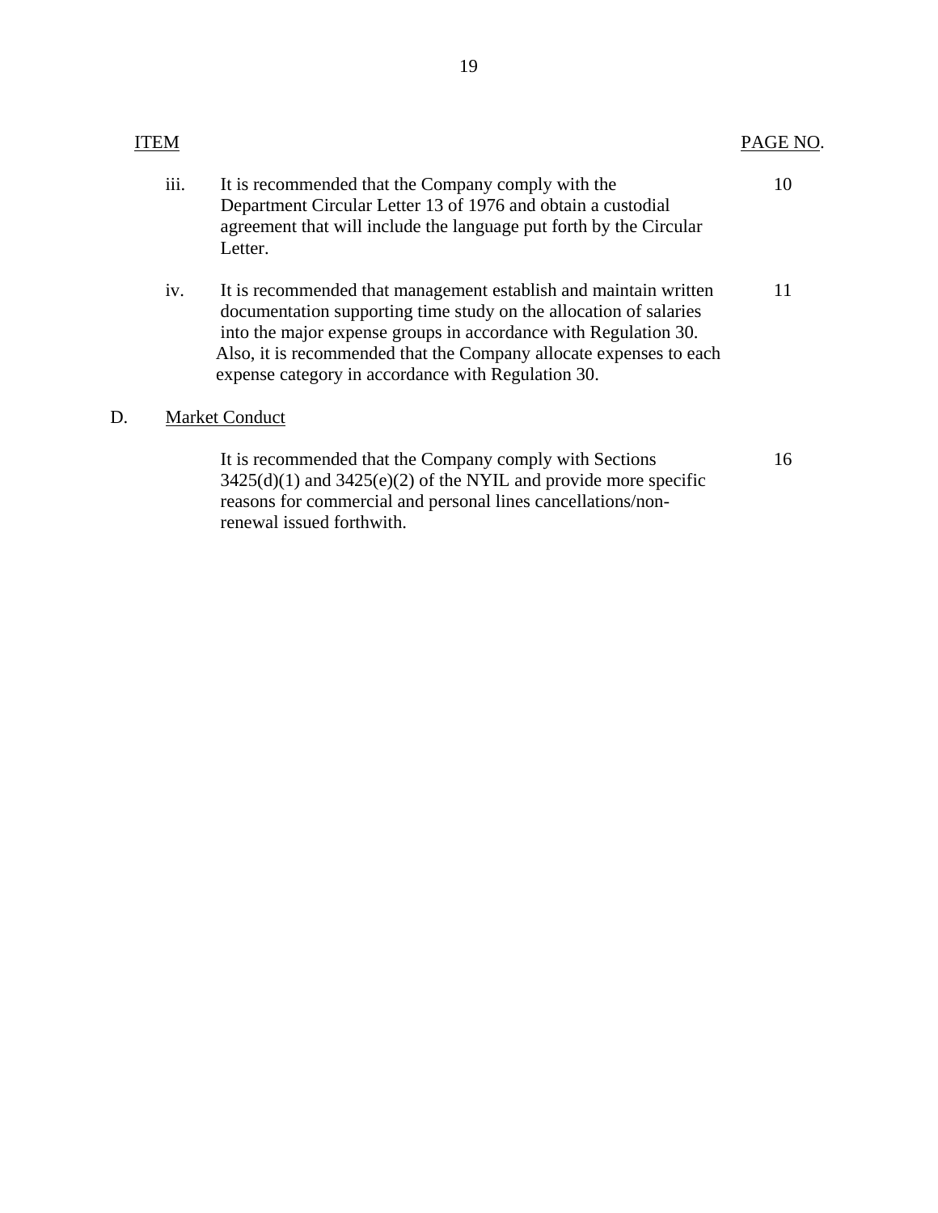| ITEM | | PAGE NO. |
|---|---|---|
| iii. | It is recommended that the Company comply with the Department Circular Letter 13 of 1976 and obtain a custodial agreement that will include the language put forth by the Circular Letter. | 10 |
| iv. | It is recommended that management establish and maintain written documentation supporting time study on the allocation of salaries into the major expense groups in accordance with Regulation 30. Also, it is recommended that the Company allocate expenses to each expense category in accordance with Regulation 30. | 11 |

D. Market Conduct

| | | |
|---|---|---|
| | It is recommended that the Company comply with Sections 3425(d)(1) and 3425(e)(2) of the NYIL and provide more specific reasons for commercial and personal lines cancellations/non-renewal issued forthwith. | 16 |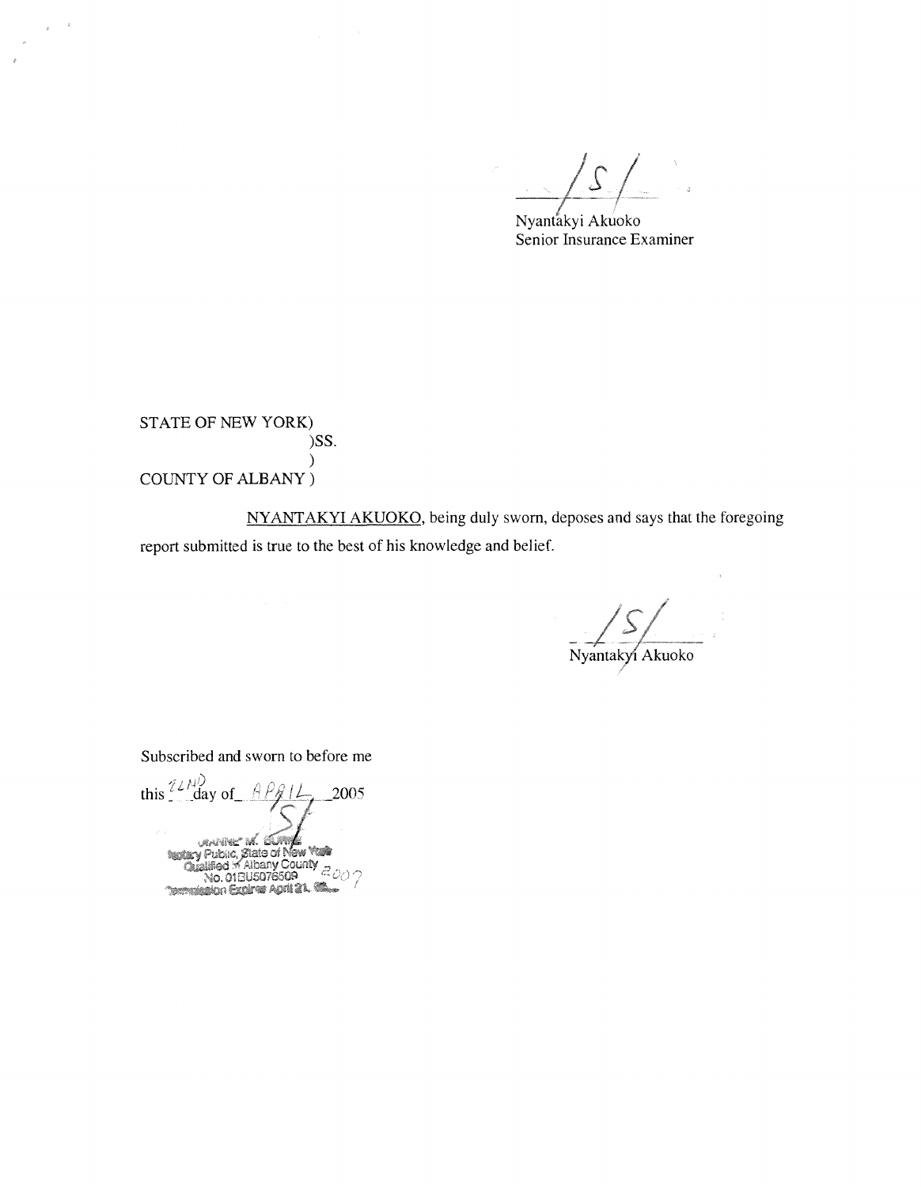/S/

Nyantakyi Akuoko
Senior Insurance Examiner

STATE OF NEW YORK)
)SS.
)
COUNTY OF ALBANY )

NYANTAKYI AKUOKO, being duly sworn, deposes and says that the foregoing report submitted is true to the best of his knowledge and belief.

/S/

Nyantakyi Akuoko

Subscribed and sworn to before me

this 22ND day of APRIL 2005

/S/

JEANNE M. BURKE
Notary Public, State of New York
Qualified in Albany County
No. 01BU5076509
Commission Expires April 21, 2007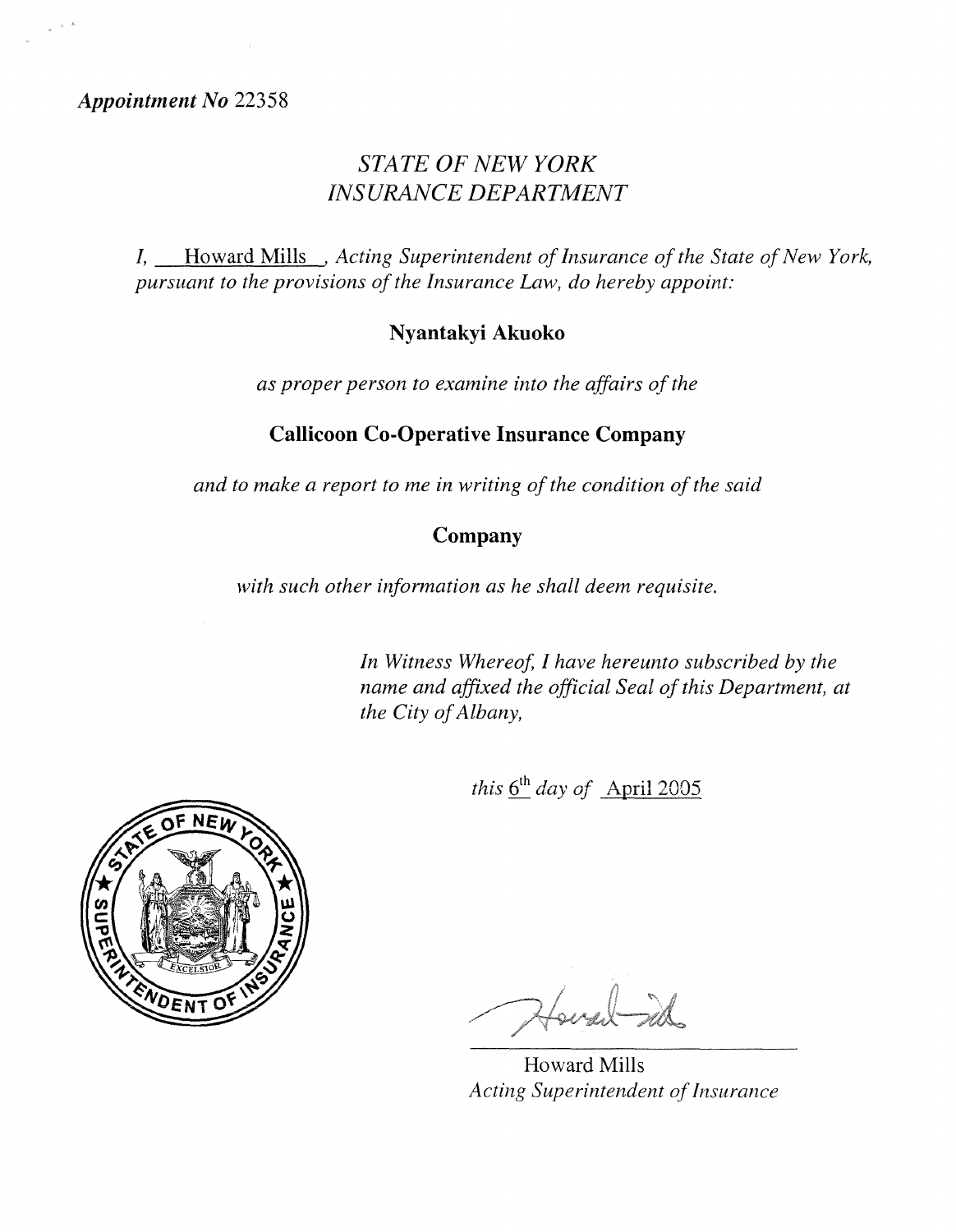*Appointment No* 22358

## *STATE OF NEW YORK*
## *INSURANCE DEPARTMENT*

*I,* Howard Mills *, Acting Superintendent of Insurance of the State of New York, pursuant to the provisions of the Insurance Law, do hereby appoint:*

**Nyantakyi Akuoko**

*as proper person to examine into the affairs of the*

**Callicoon Co-Operative Insurance Company**

*and to make a report to me in writing of the condition of the said*

**Company**

*with such other information as he shall deem requisite.*

*In Witness Whereof, I have hereunto subscribed by the name and affixed the official Seal of this Department, at the City of Albany,*

*this* 6th *day of* April 2005

STATE OF NEW YORK SUPERINTENDENT OF INSURANCE EXCELSIOR

Howard Mills
*Acting Superintendent of Insurance*